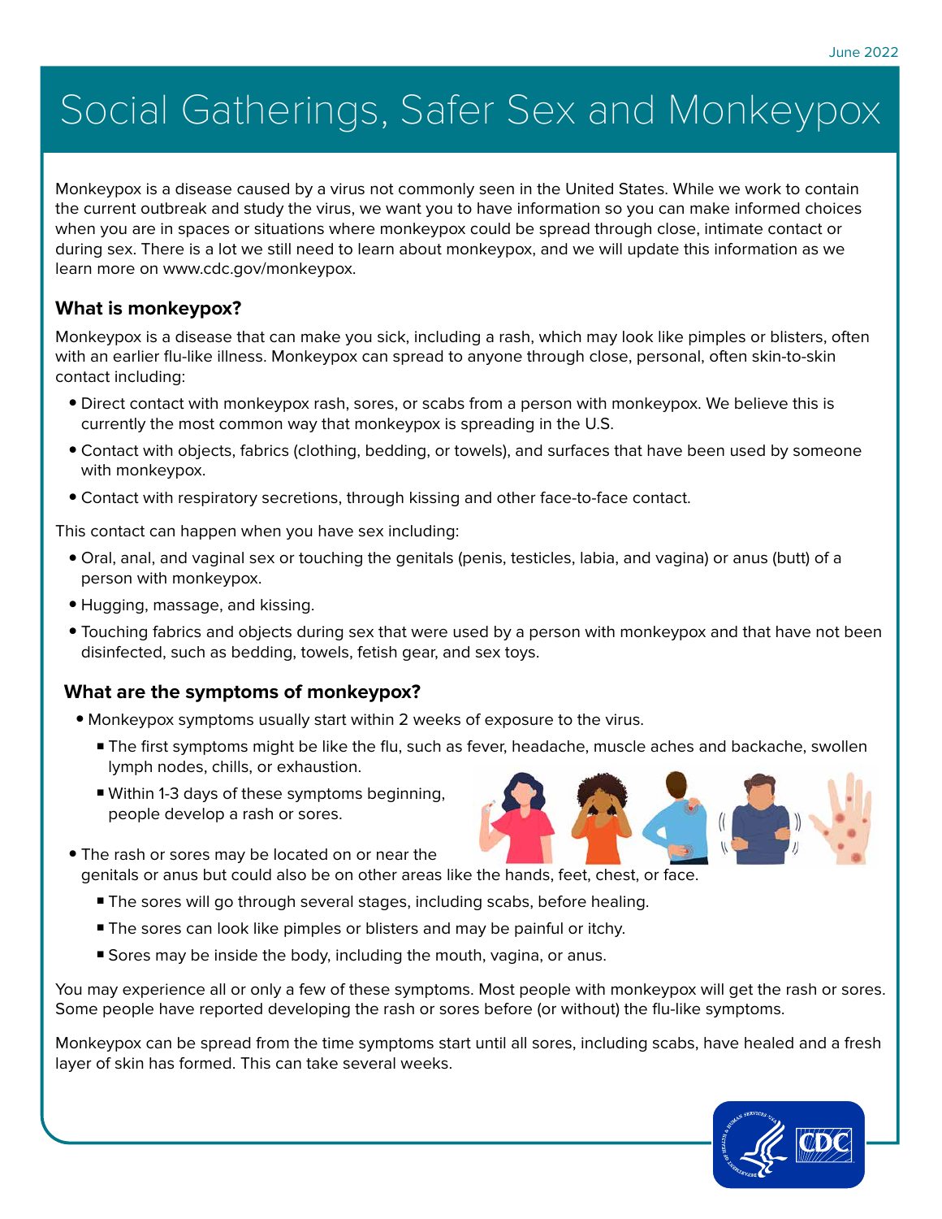June 2022

# Social Gatherings, Safer Sex and Monkeypox

Monkeypox is a disease caused by a virus not commonly seen in the United States. While we work to contain the current outbreak and study the virus, we want you to have information so you can make informed choices when you are in spaces or situations where monkeypox could be spread through close, intimate contact or during sex. There is a lot we still need to learn about monkeypox, and we will update this information as we learn more on www.cdc.gov/monkeypox.

## What is monkeypox?

Monkeypox is a disease that can make you sick, including a rash, which may look like pimples or blisters, often with an earlier flu-like illness. Monkeypox can spread to anyone through close, personal, often skin-to-skin contact including:

- Direct contact with monkeypox rash, sores, or scabs from a person with monkeypox. We believe this is currently the most common way that monkeypox is spreading in the U.S.
- Contact with objects, fabrics (clothing, bedding, or towels), and surfaces that have been used by someone with monkeypox.
- Contact with respiratory secretions, through kissing and other face-to-face contact.

This contact can happen when you have sex including:

- Oral, anal, and vaginal sex or touching the genitals (penis, testicles, labia, and vagina) or anus (butt) of a person with monkeypox.
- Hugging, massage, and kissing.
- Touching fabrics and objects during sex that were used by a person with monkeypox and that have not been disinfected, such as bedding, towels, fetish gear, and sex toys.

## What are the symptoms of monkeypox?

- Monkeypox symptoms usually start within 2 weeks of exposure to the virus.
  - The first symptoms might be like the flu, such as fever, headache, muscle aches and backache, swollen lymph nodes, chills, or exhaustion.
  - Within 1-3 days of these symptoms beginning, people develop a rash or sores.
- The rash or sores may be located on or near the genitals or anus but could also be on other areas like the hands, feet, chest, or face.
  - The sores will go through several stages, including scabs, before healing.
  - The sores can look like pimples or blisters and may be painful or itchy.
  - Sores may be inside the body, including the mouth, vagina, or anus.

You may experience all or only a few of these symptoms. Most people with monkeypox will get the rash or sores. Some people have reported developing the rash or sores before (or without) the flu-like symptoms.

Monkeypox can be spread from the time symptoms start until all sores, including scabs, have healed and a fresh layer of skin has formed. This can take several weeks.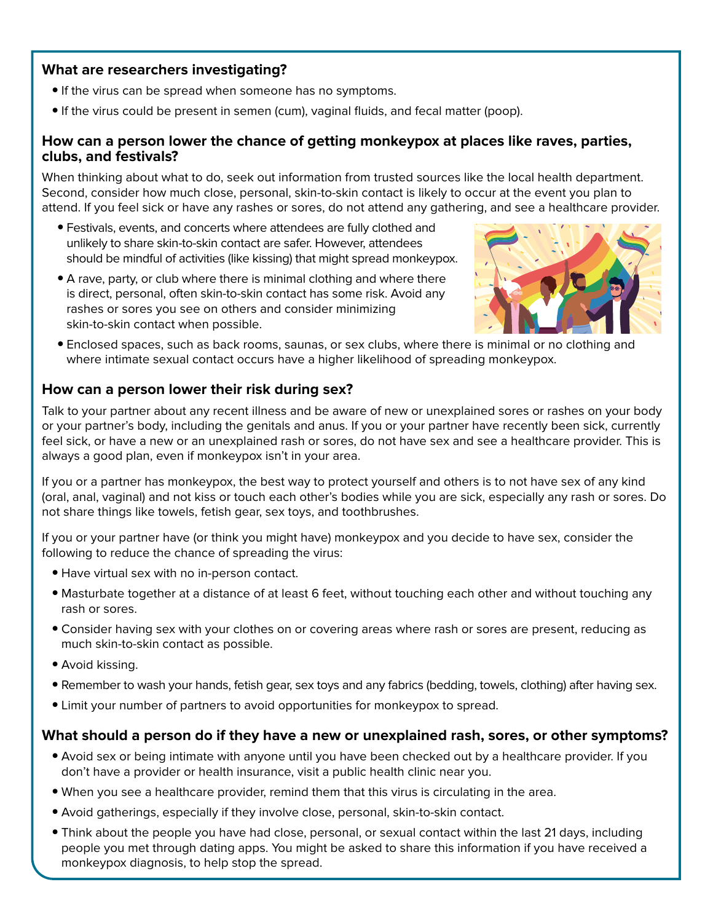### What are researchers investigating?

- If the virus can be spread when someone has no symptoms.
- If the virus could be present in semen (cum), vaginal fluids, and fecal matter (poop).

### How can a person lower the chance of getting monkeypox at places like raves, parties, clubs, and festivals?

When thinking about what to do, seek out information from trusted sources like the local health department. Second, consider how much close, personal, skin-to-skin contact is likely to occur at the event you plan to attend. If you feel sick or have any rashes or sores, do not attend any gathering, and see a healthcare provider.

- Festivals, events, and concerts where attendees are fully clothed and unlikely to share skin-to-skin contact are safer. However, attendees should be mindful of activities (like kissing) that might spread monkeypox.
- A rave, party, or club where there is minimal clothing and where there is direct, personal, often skin-to-skin contact has some risk. Avoid any rashes or sores you see on others and consider minimizing skin-to-skin contact when possible.
- Enclosed spaces, such as back rooms, saunas, or sex clubs, where there is minimal or no clothing and where intimate sexual contact occurs have a higher likelihood of spreading monkeypox.

### How can a person lower their risk during sex?

Talk to your partner about any recent illness and be aware of new or unexplained sores or rashes on your body or your partner's body, including the genitals and anus. If you or your partner have recently been sick, currently feel sick, or have a new or an unexplained rash or sores, do not have sex and see a healthcare provider. This is always a good plan, even if monkeypox isn't in your area.

If you or a partner has monkeypox, the best way to protect yourself and others is to not have sex of any kind (oral, anal, vaginal) and not kiss or touch each other's bodies while you are sick, especially any rash or sores. Do not share things like towels, fetish gear, sex toys, and toothbrushes.

If you or your partner have (or think you might have) monkeypox and you decide to have sex, consider the following to reduce the chance of spreading the virus:

- Have virtual sex with no in-person contact.
- Masturbate together at a distance of at least 6 feet, without touching each other and without touching any rash or sores.
- Consider having sex with your clothes on or covering areas where rash or sores are present, reducing as much skin-to-skin contact as possible.
- Avoid kissing.
- Remember to wash your hands, fetish gear, sex toys and any fabrics (bedding, towels, clothing) after having sex.
- Limit your number of partners to avoid opportunities for monkeypox to spread.

### What should a person do if they have a new or unexplained rash, sores, or other symptoms?

- Avoid sex or being intimate with anyone until you have been checked out by a healthcare provider. If you don't have a provider or health insurance, visit a public health clinic near you.
- When you see a healthcare provider, remind them that this virus is circulating in the area.
- Avoid gatherings, especially if they involve close, personal, skin-to-skin contact.
- Think about the people you have had close, personal, or sexual contact within the last 21 days, including people you met through dating apps. You might be asked to share this information if you have received a monkeypox diagnosis, to help stop the spread.